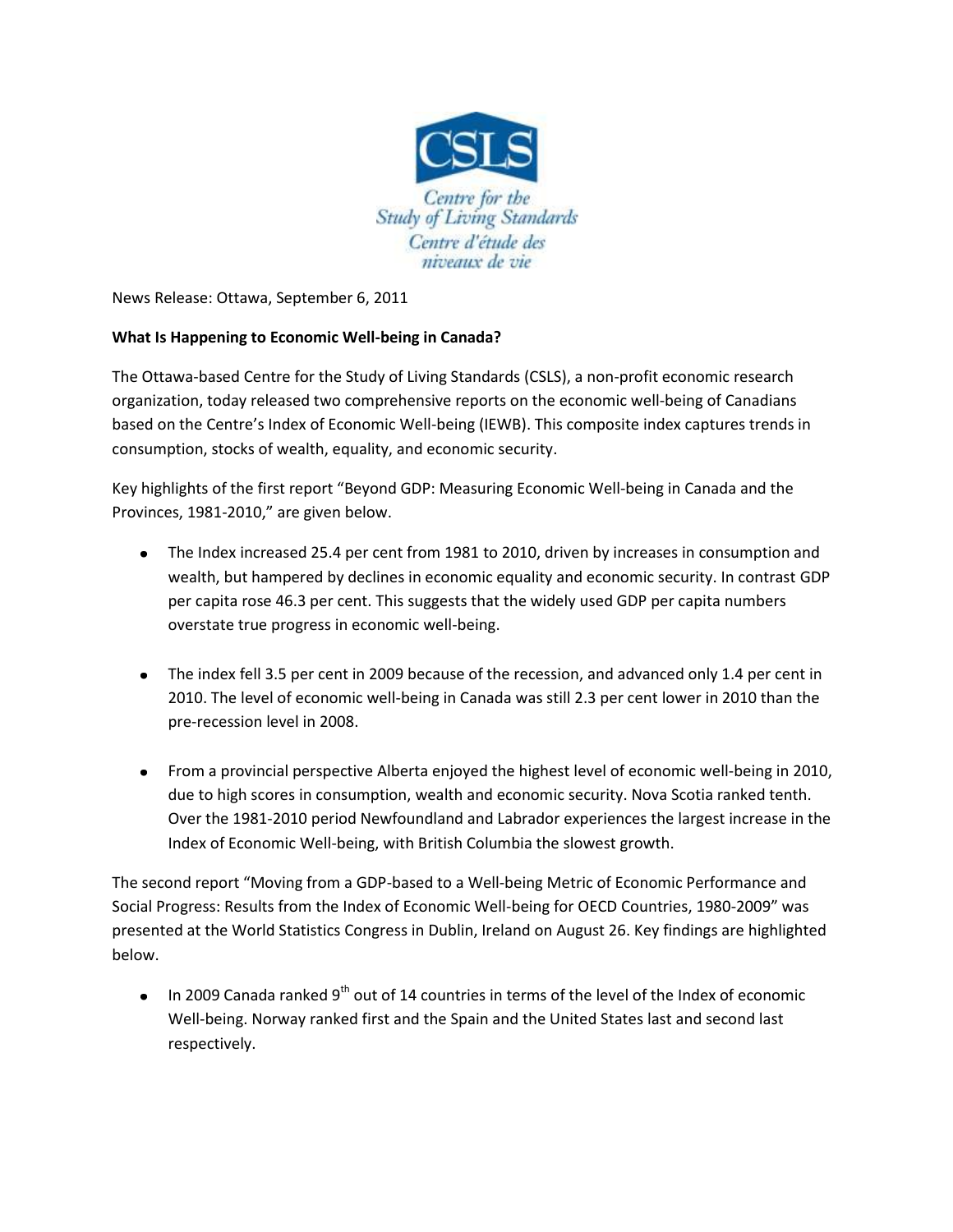CSLS

Centre for the Study of Living Standards

Centre d'étude des niveaux de vie

News Release: Ottawa, September 6, 2011

**What Is Happening to Economic Well-being in Canada?**

The Ottawa-based Centre for the Study of Living Standards (CSLS), a non-profit economic research organization, today released two comprehensive reports on the economic well-being of Canadians based on the Centre's Index of Economic Well-being (IEWB). This composite index captures trends in consumption, stocks of wealth, equality, and economic security.

Key highlights of the first report "Beyond GDP: Measuring Economic Well-being in Canada and the Provinces, 1981-2010," are given below.

- The Index increased 25.4 per cent from 1981 to 2010, driven by increases in consumption and wealth, but hampered by declines in economic equality and economic security. In contrast GDP per capita rose 46.3 per cent. This suggests that the widely used GDP per capita numbers overstate true progress in economic well-being.

- The index fell 3.5 per cent in 2009 because of the recession, and advanced only 1.4 per cent in 2010. The level of economic well-being in Canada was still 2.3 per cent lower in 2010 than the pre-recession level in 2008.

- From a provincial perspective Alberta enjoyed the highest level of economic well-being in 2010, due to high scores in consumption, wealth and economic security. Nova Scotia ranked tenth. Over the 1981-2010 period Newfoundland and Labrador experiences the largest increase in the Index of Economic Well-being, with British Columbia the slowest growth.

The second report "Moving from a GDP-based to a Well-being Metric of Economic Performance and Social Progress: Results from the Index of Economic Well-being for OECD Countries, 1980-2009" was presented at the World Statistics Congress in Dublin, Ireland on August 26. Key findings are highlighted below.

- In 2009 Canada ranked 9th out of 14 countries in terms of the level of the Index of economic Well-being. Norway ranked first and the Spain and the United States last and second last respectively.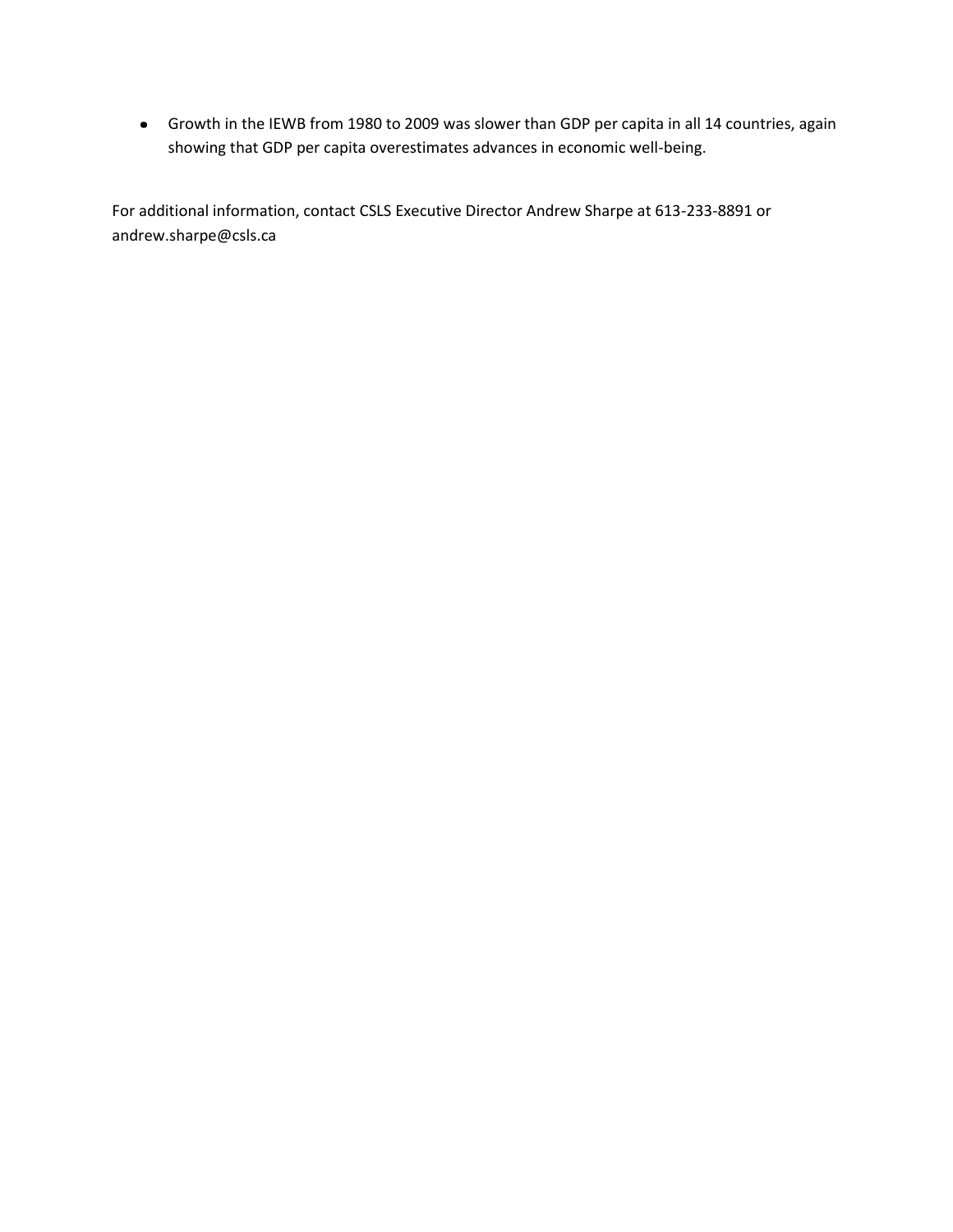- Growth in the IEWB from 1980 to 2009 was slower than GDP per capita in all 14 countries, again showing that GDP per capita overestimates advances in economic well-being.

For additional information, contact CSLS Executive Director Andrew Sharpe at 613-233-8891 or andrew.sharpe@csls.ca